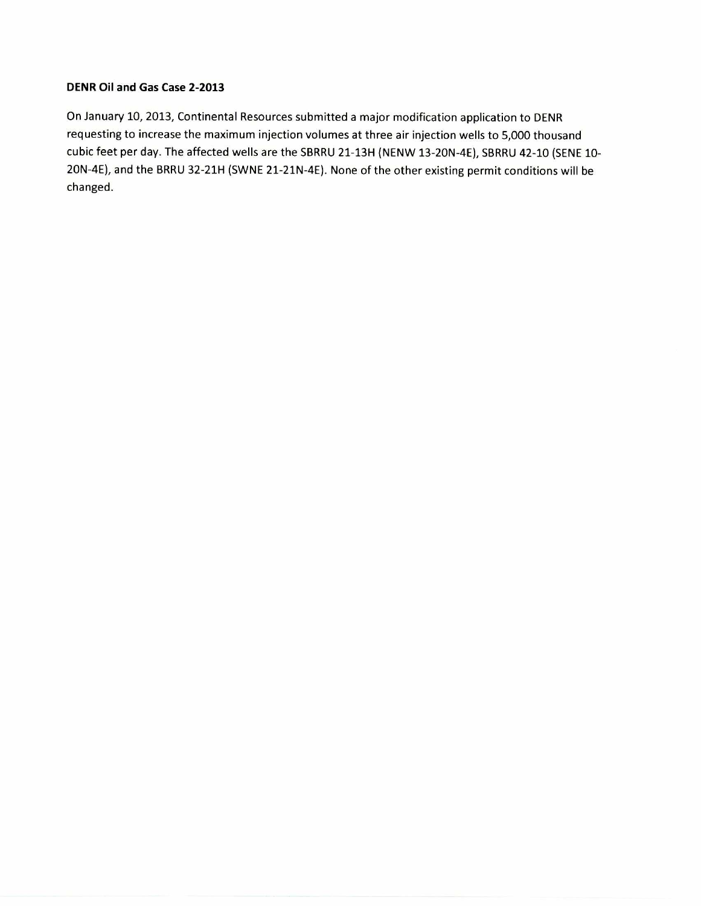**DENR Oil and Gas Case 2-2013**

On January 10, 2013, Continental Resources submitted a major modification application to DENR requesting to increase the maximum injection volumes at three air injection wells to 5,000 thousand cubic feet per day. The affected wells are the SBRRU 21-13H (NENW 13-20N-4E), SBRRU 42-10 (SENE 10-20N-4E), and the BRRU 32-21H (SWNE 21-21N-4E). None of the other existing permit conditions will be changed.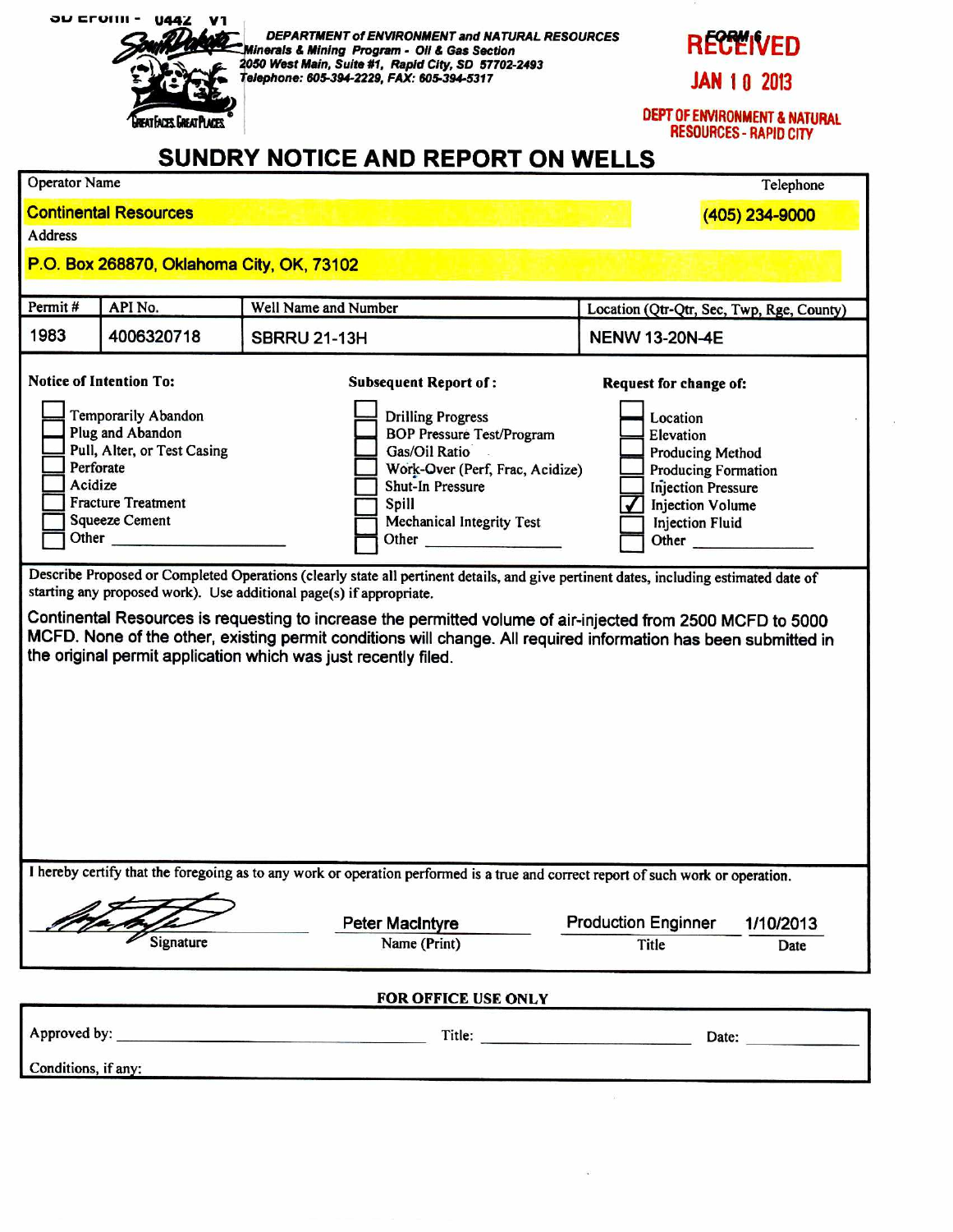SD Eform - 0442 V1

DEPARTMENT of ENVIRONMENT and NATURAL RESOURCES
Minerals & Mining Program - Oil & Gas Section
2050 West Main, Suite #1, Rapid City, SD 57702-2493
Telephone: 605-394-2229, FAX: 605-394-5317

FORM 6

RECEIVED
JAN 10 2013
DEPT OF ENVIRONMENT & NATURAL RESOURCES - RAPID CITY

# SUNDRY NOTICE AND REPORT ON WELLS

| Operator Name | | | Telephone |
|---|---|---|---|
| Continental Resources | | | (405) 234-9000 |
| Address | | | |
| P.O. Box 268870, Oklahoma City, OK, 73102 | | | |

| Permit # | API No. | Well Name and Number | Location (Qtr-Qtr, Sec, Twp, Rge, County) |
|---|---|---|---|
| 1983 | 4006320718 | SBRRU 21-13H | NENW 13-20N-4E |

**Notice of Intention To:**

- [ ] Temporarily Abandon
- [ ] Plug and Abandon
- [ ] Pull, Alter, or Test Casing
- [ ] Perforate
- [ ] Acidize
- [ ] Fracture Treatment
- [ ] Squeeze Cement
- [ ] Other ____________

**Subsequent Report of:**

- [ ] Drilling Progress
- [ ] BOP Pressure Test/Program
- [ ] Gas/Oil Ratio
- [ ] Work-Over (Perf, Frac, Acidize)
- [ ] Shut-In Pressure
- [ ] Spill
- [ ] Mechanical Integrity Test
- [ ] Other ____________

**Request for change of:**

- [ ] Location
- [ ] Elevation
- [ ] Producing Method
- [ ] Producing Formation
- [ ] Injection Pressure
- [x] Injection Volume
- [ ] Injection Fluid
- [ ] Other ____________

Describe Proposed or Completed Operations (clearly state all pertinent details, and give pertinent dates, including estimated date of starting any proposed work). Use additional page(s) if appropriate.

Continental Resources is requesting to increase the permitted volume of air-injected from 2500 MCFD to 5000 MCFD. None of the other, existing permit conditions will change. All required information has been submitted in the original permit application which was just recently filed.

I hereby certify that the foregoing as to any work or operation performed is a true and correct report of such work or operation.

| [Signature] | Peter MacIntyre | Production Enginner | 1/10/2013 |
|---|---|---|---|
| Signature | Name (Print) | Title | Date |

**FOR OFFICE USE ONLY**

Approved by: ____________ Title: ____________ Date: ____________

Conditions, if any: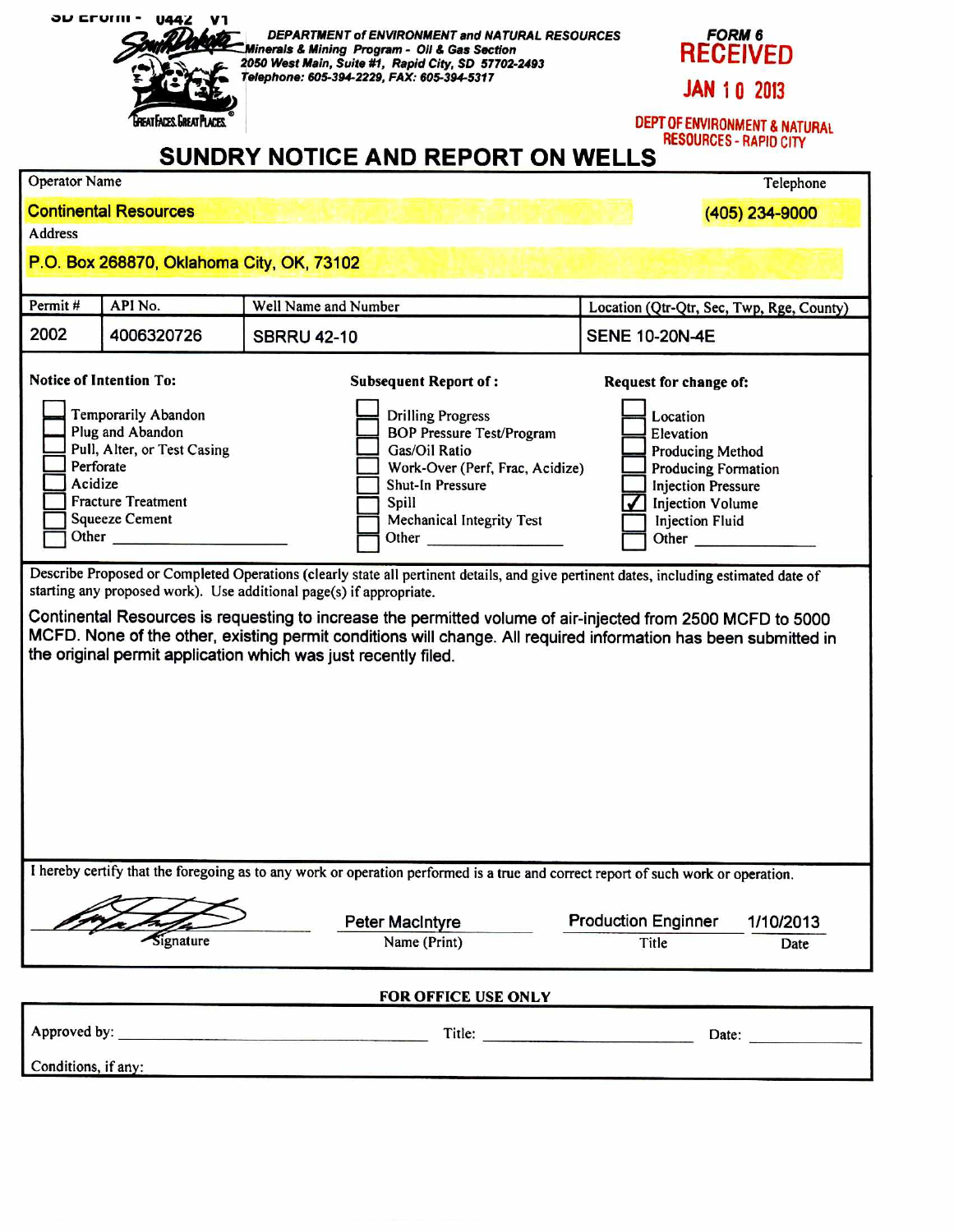SD eForm - 0442 V1

**DEPARTMENT of ENVIRONMENT and NATURAL RESOURCES**
**Minerals & Mining Program - Oil & Gas Section**
**2050 West Main, Suite #1, Rapid City, SD 57702-2493**
**Telephone: 605-394-2229, FAX: 605-394-5317**

**FORM 6**

RECEIVED
JAN 10 2013
DEPT OF ENVIRONMENT & NATURAL RESOURCES - RAPID CITY

# SUNDRY NOTICE AND REPORT ON WELLS

| Operator Name | Telephone |
|---|---|
| Continental Resources | (405) 234-9000 |

Address

P.O. Box 268870, Oklahoma City, OK, 73102

| Permit # | API No. | Well Name and Number | Location (Qtr-Qtr, Sec, Twp, Rge, County) |
|---|---|---|---|
| 2002 | 4006320726 | SBRRU 42-10 | SENE 10-20N-4E |

| Notice of Intention To: | Subsequent Report of : | Request for change of: |
|---|---|---|
| ☐ Temporarily Abandon | ☐ Drilling Progress | ☐ Location |
| ☐ Plug and Abandon | ☐ BOP Pressure Test/Program | ☐ Elevation |
| ☐ Pull, Alter, or Test Casing | ☐ Gas/Oil Ratio | ☐ Producing Method |
| ☐ Perforate | ☐ Work-Over (Perf, Frac, Acidize) | ☐ Producing Formation |
| ☐ Acidize | ☐ Shut-In Pressure | ☐ Injection Pressure |
| ☐ Fracture Treatment | ☐ Spill | ☑ Injection Volume |
| ☐ Squeeze Cement | ☐ Mechanical Integrity Test | ☐ Injection Fluid |
| ☐ Other ______ | ☐ Other ______ | ☐ Other ______ |

Describe Proposed or Completed Operations (clearly state all pertinent details, and give pertinent dates, including estimated date of starting any proposed work). Use additional page(s) if appropriate.

Continental Resources is requesting to increase the permitted volume of air-injected from 2500 MCFD to 5000 MCFD. None of the other, existing permit conditions will change. All required information has been submitted in the original permit application which was just recently filed.

I hereby certify that the foregoing as to any work or operation performed is a true and correct report of such work or operation.

| [Signature] | Peter MacIntyre | Production Enginner | 1/10/2013 |
|---|---|---|---|
| Signature | Name (Print) | Title | Date |

**FOR OFFICE USE ONLY**

Approved by: ______________________ Title: ______________________ Date: ____________

Conditions, if any: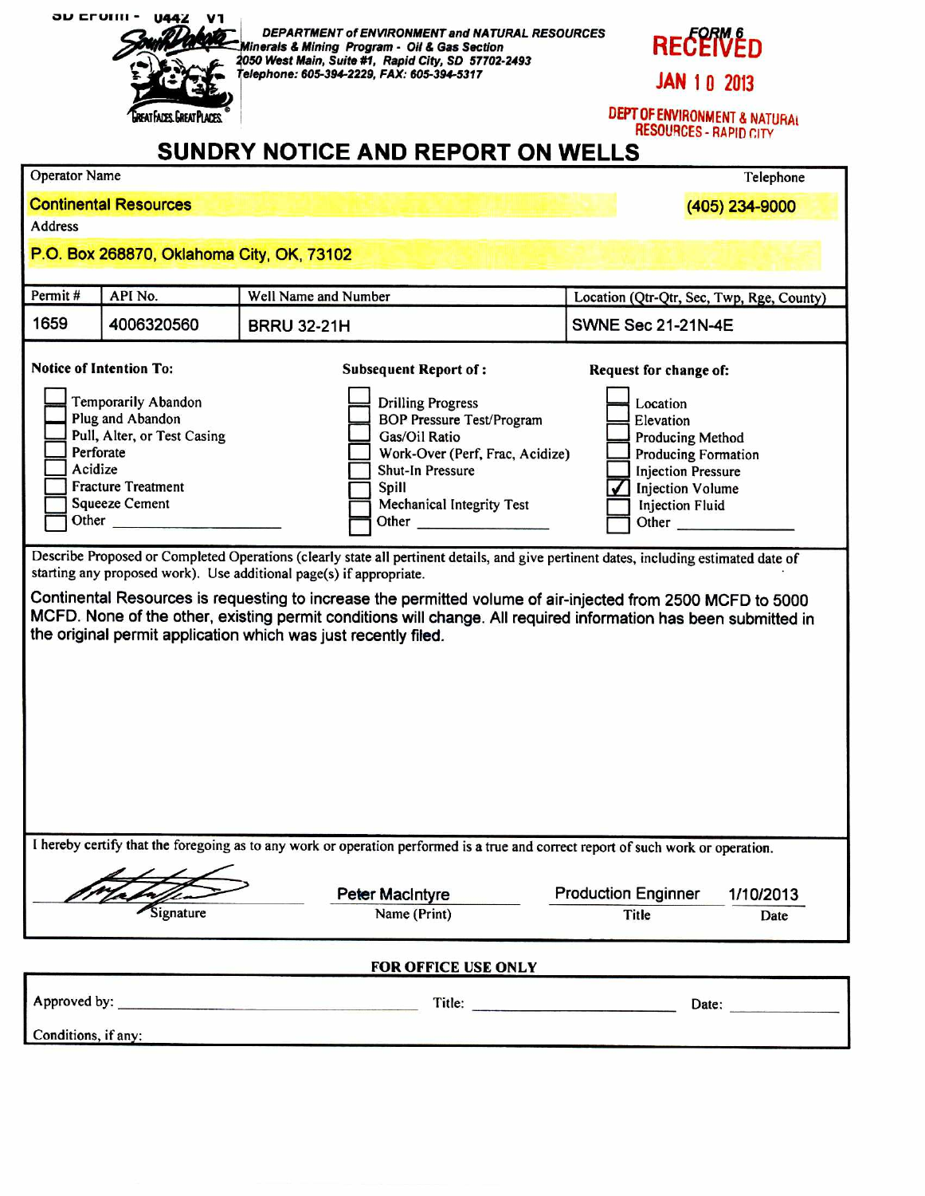SD EForm - 0442 V1

DEPARTMENT of ENVIRONMENT and NATURAL RESOURCES
Minerals & Mining Program - Oil & Gas Section
2050 West Main, Suite #1, Rapid City, SD 57702-2493
Telephone: 605-394-2229, FAX: 605-394-5317

FORM 6

RECEIVED
JAN 10 2013
DEPT OF ENVIRONMENT & NATURAL RESOURCES - RAPID CITY

# SUNDRY NOTICE AND REPORT ON WELLS

| Operator Name | Telephone |
|---|---|
| Continental Resources | (405) 234-9000 |
| Address | |
| P.O. Box 268870, Oklahoma City, OK, 73102 | |

| Permit # | API No. | Well Name and Number | Location (Qtr-Qtr, Sec, Twp, Rge, County) |
|---|---|---|---|
| 1659 | 4006320560 | BRRU 32-21H | SWNE Sec 21-21N-4E |

| Notice of Intention To: | Subsequent Report of: | Request for change of: |
|---|---|---|
| ☐ Temporarily Abandon | ☐ Drilling Progress | ☐ Location |
| ☐ Plug and Abandon | ☐ BOP Pressure Test/Program | ☐ Elevation |
| ☐ Pull, Alter, or Test Casing | ☐ Gas/Oil Ratio | ☐ Producing Method |
| ☐ Perforate | ☐ Work-Over (Perf, Frac, Acidize) | ☐ Producing Formation |
| ☐ Acidize | ☐ Shut-In Pressure | ☐ Injection Pressure |
| ☐ Fracture Treatment | ☐ Spill | ☑ Injection Volume |
| ☐ Squeeze Cement | ☐ Mechanical Integrity Test | ☐ Injection Fluid |
| ☐ Other ______ | ☐ Other ______ | ☐ Other ______ |

Describe Proposed or Completed Operations (clearly state all pertinent details, and give pertinent dates, including estimated date of starting any proposed work). Use additional page(s) if appropriate.

Continental Resources is requesting to increase the permitted volume of air-injected from 2500 MCFD to 5000 MCFD. None of the other, existing permit conditions will change. All required information has been submitted in the original permit application which was just recently filed.

I hereby certify that the foregoing as to any work or operation performed is a true and correct report of such work or operation.

| Signature | Name (Print) | Title | Date |
|---|---|---|---|
| [signature] | Peter MacIntyre | Production Enginner | 1/10/2013 |

**FOR OFFICE USE ONLY**

Approved by: ______________________ Title: ______________________ Date: ______________

Conditions, if any: